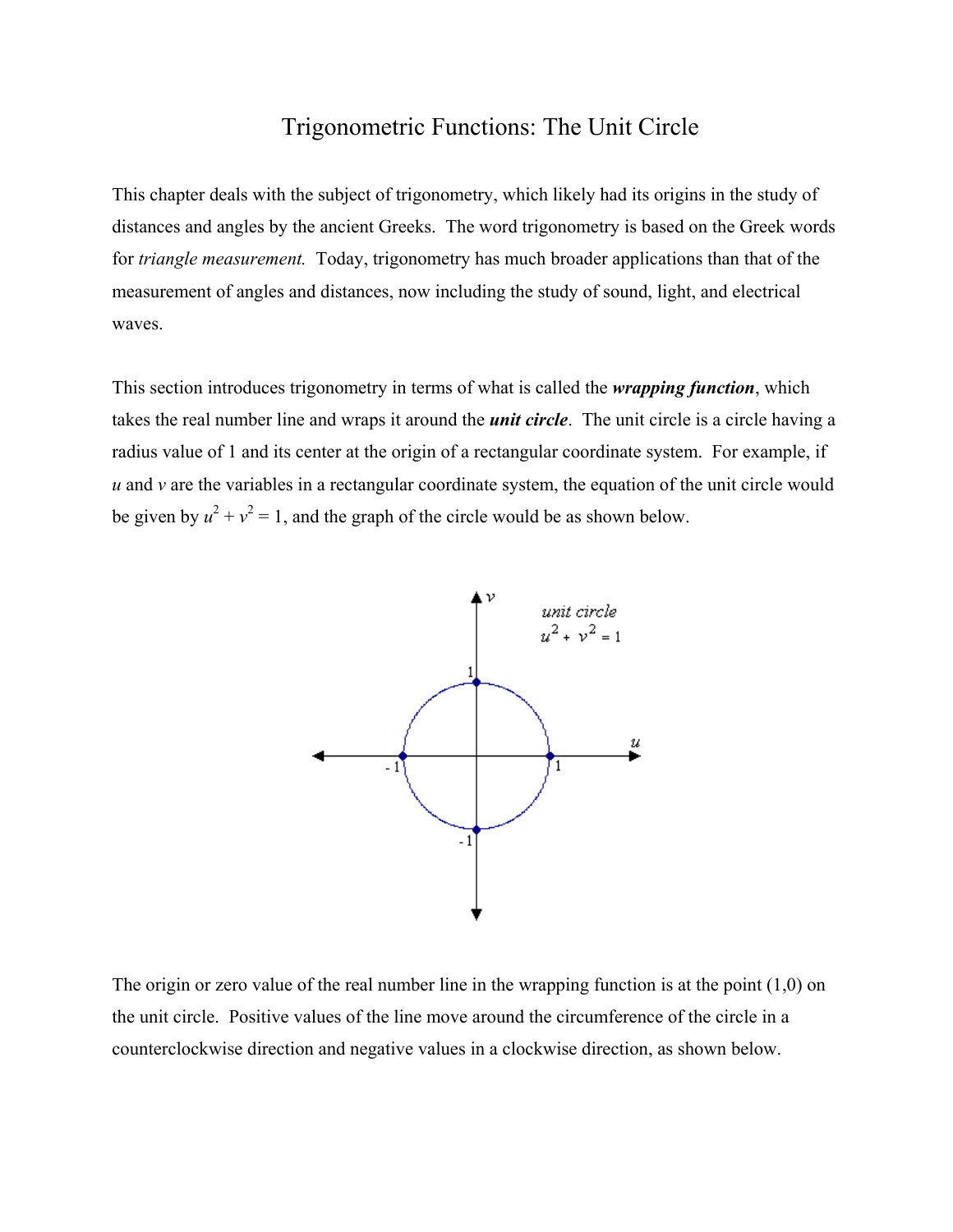# Trigonometric Functions: The Unit Circle

This chapter deals with the subject of trigonometry, which likely had its origins in the study of distances and angles by the ancient Greeks. The word trigonometry is based on the Greek words for *triangle measurement.* Today, trigonometry has much broader applications than that of the measurement of angles and distances, now including the study of sound, light, and electrical waves.

This section introduces trigonometry in terms of what is called the ***wrapping function***, which takes the real number line and wraps it around the ***unit circle***. The unit circle is a circle having a radius value of 1 and its center at the origin of a rectangular coordinate system. For example, if $u$ and $v$ are the variables in a rectangular coordinate system, the equation of the unit circle would be given by $u^2 + v^2 = 1$, and the graph of the circle would be as shown below.

The origin or zero value of the real number line in the wrapping function is at the point (1,0) on the unit circle. Positive values of the line move around the circumference of the circle in a counterclockwise direction and negative values in a clockwise direction, as shown below.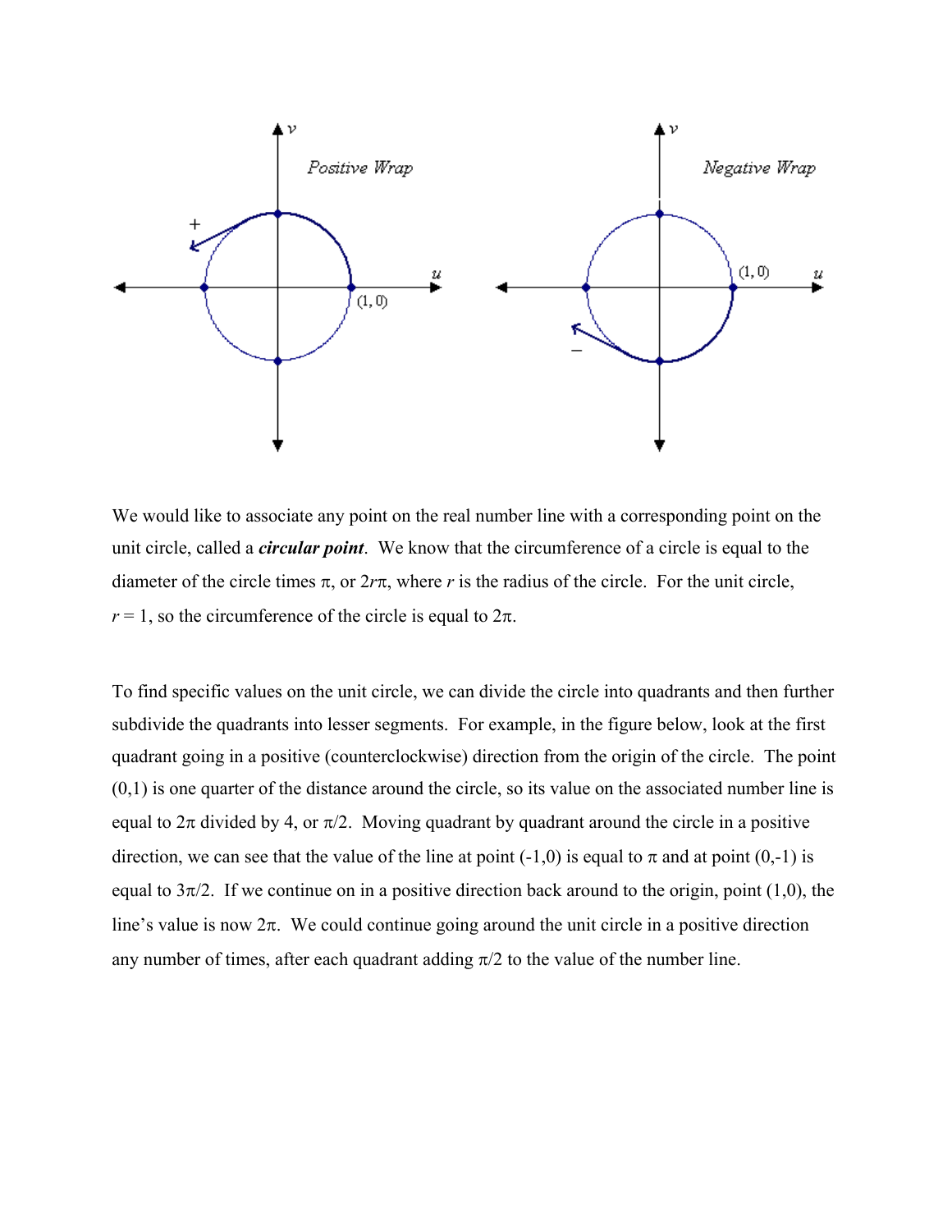We would like to associate any point on the real number line with a corresponding point on the unit circle, called a ***circular point***. We know that the circumference of a circle is equal to the diameter of the circle times π, or $2r\pi$, where $r$ is the radius of the circle. For the unit circle, $r = 1$, so the circumference of the circle is equal to $2\pi$.

To find specific values on the unit circle, we can divide the circle into quadrants and then further subdivide the quadrants into lesser segments. For example, in the figure below, look at the first quadrant going in a positive (counterclockwise) direction from the origin of the circle. The point (0,1) is one quarter of the distance around the circle, so its value on the associated number line is equal to $2\pi$ divided by 4, or $\pi/2$. Moving quadrant by quadrant around the circle in a positive direction, we can see that the value of the line at point (-1,0) is equal to $\pi$ and at point (0,-1) is equal to $3\pi/2$. If we continue on in a positive direction back around to the origin, point (1,0), the line's value is now $2\pi$. We could continue going around the unit circle in a positive direction any number of times, after each quadrant adding $\pi/2$ to the value of the number line.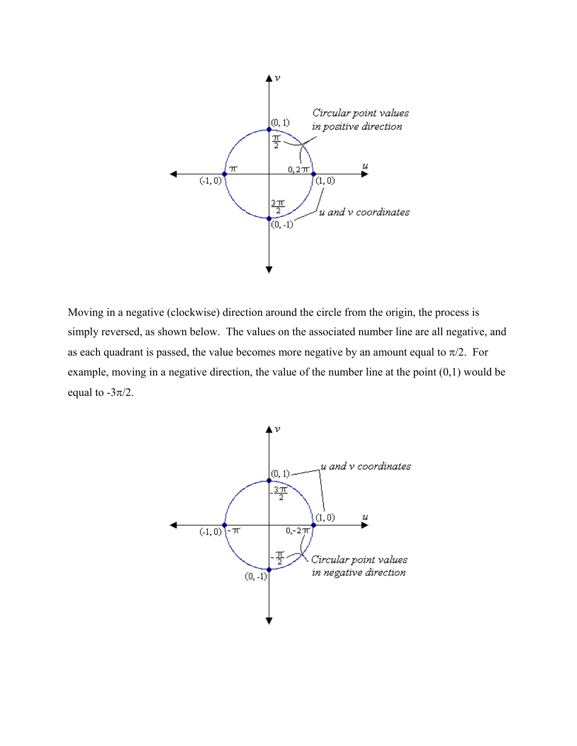Moving in a negative (clockwise) direction around the circle from the origin, the process is simply reversed, as shown below. The values on the associated number line are all negative, and as each quadrant is passed, the value becomes more negative by an amount equal to $\pi/2$. For example, moving in a negative direction, the value of the number line at the point (0,1) would be equal to $-3\pi/2$.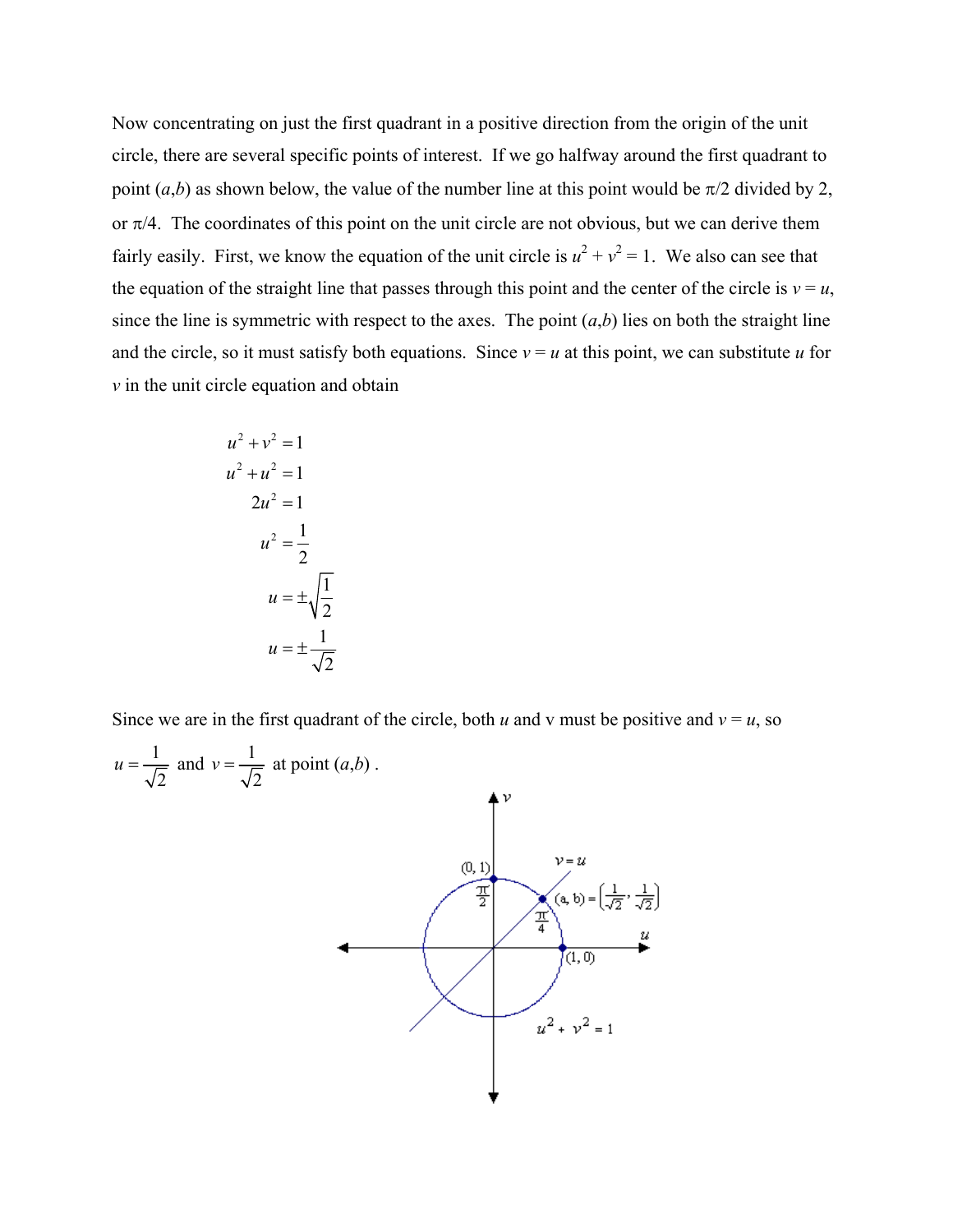Now concentrating on just the first quadrant in a positive direction from the origin of the unit circle, there are several specific points of interest. If we go halfway around the first quadrant to point $(a,b)$ as shown below, the value of the number line at this point would be $\pi/2$ divided by 2, or $\pi/4$. The coordinates of this point on the unit circle are not obvious, but we can derive them fairly easily. First, we know the equation of the unit circle is $u^2 + v^2 = 1$. We also can see that the equation of the straight line that passes through this point and the center of the circle is $v = u$, since the line is symmetric with respect to the axes. The point $(a,b)$ lies on both the straight line and the circle, so it must satisfy both equations. Since $v = u$ at this point, we can substitute $u$ for $v$ in the unit circle equation and obtain

$$
\begin{aligned}
u^2 + v^2 &= 1 \\
u^2 + u^2 &= 1 \\
2u^2 &= 1 \\
u^2 &= \frac{1}{2} \\
u &= \pm\sqrt{\frac{1}{2}} \\
u &= \pm\frac{1}{\sqrt{2}}
\end{aligned}
$$

Since we are in the first quadrant of the circle, both $u$ and v must be positive and $v = u$, so $u = \dfrac{1}{\sqrt{2}}$ and $v = \dfrac{1}{\sqrt{2}}$ at point $(a,b)$.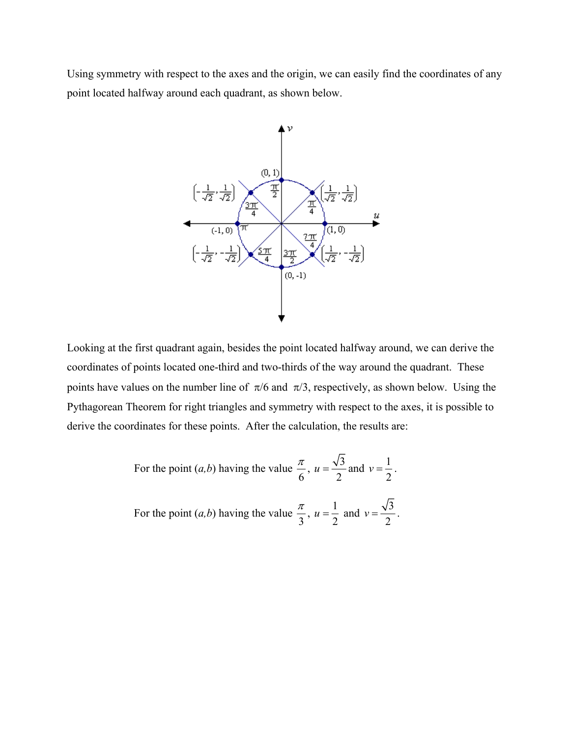Using symmetry with respect to the axes and the origin, we can easily find the coordinates of any point located halfway around each quadrant, as shown below.

Looking at the first quadrant again, besides the point located halfway around, we can derive the coordinates of points located one-third and two-thirds of the way around the quadrant. These points have values on the number line of $\pi/6$ and $\pi/3$, respectively, as shown below. Using the Pythagorean Theorem for right triangles and symmetry with respect to the axes, it is possible to derive the coordinates for these points. After the calculation, the results are:

For the point $(a,b)$ having the value $\dfrac{\pi}{6}$, $u = \dfrac{\sqrt{3}}{2}$ and $v = \dfrac{1}{2}$.

For the point $(a,b)$ having the value $\dfrac{\pi}{3}$, $u = \dfrac{1}{2}$ and $v = \dfrac{\sqrt{3}}{2}$.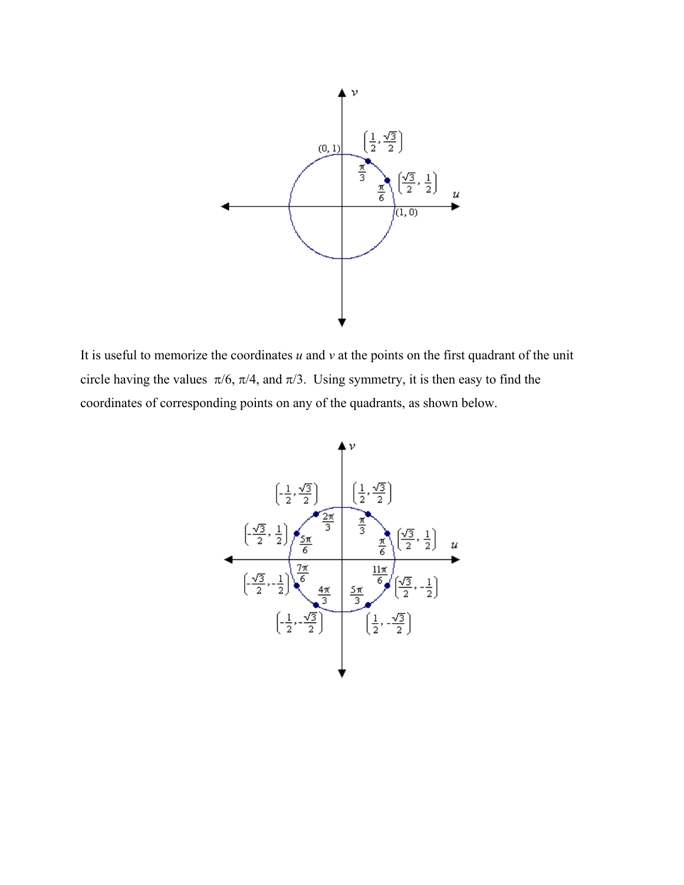It is useful to memorize the coordinates $u$ and $v$ at the points on the first quadrant of the unit circle having the values $\pi/6$, $\pi/4$, and $\pi/3$. Using symmetry, it is then easy to find the coordinates of corresponding points on any of the quadrants, as shown below.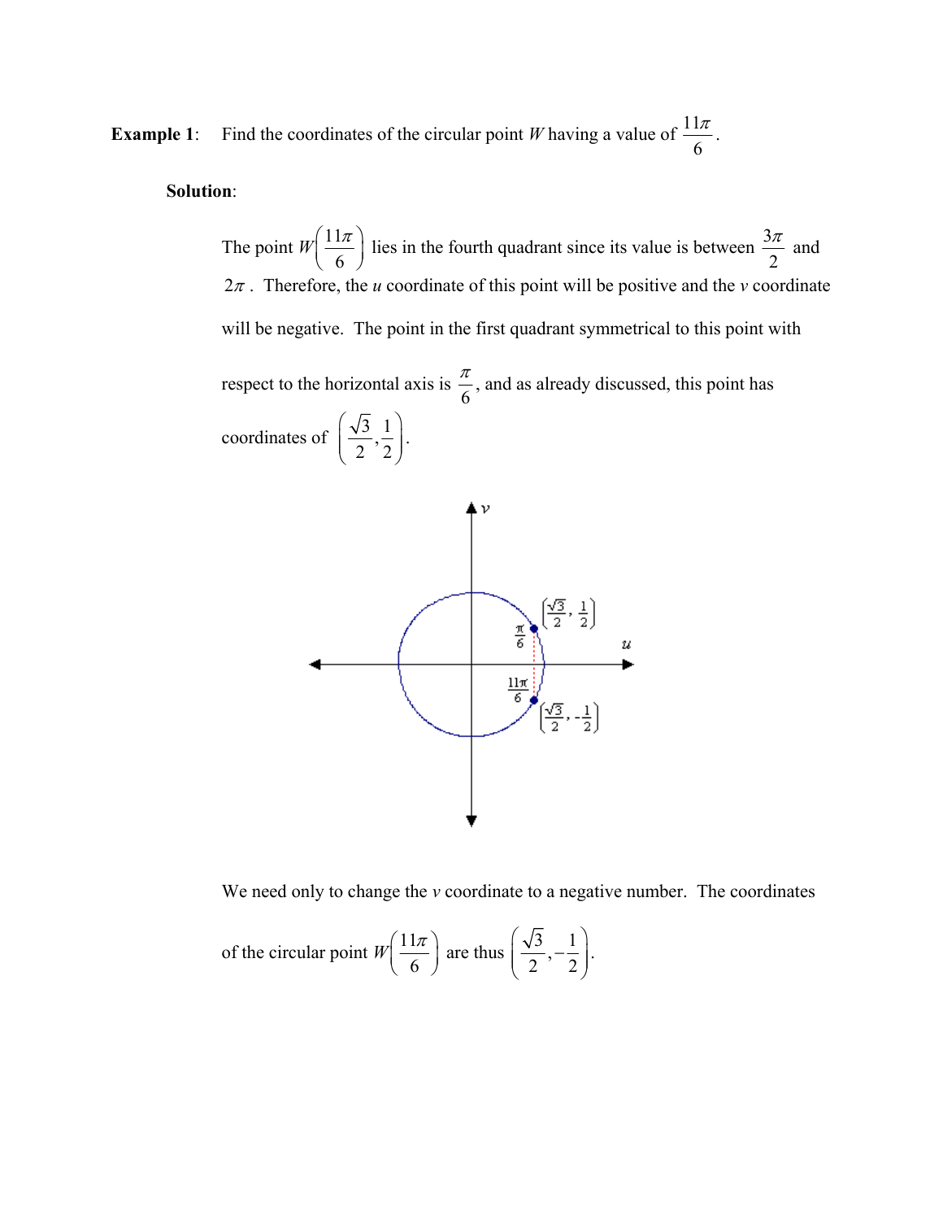**Example 1**: Find the coordinates of the circular point *W* having a value of $\frac{11\pi}{6}$.

**Solution**:

The point $W\left(\frac{11\pi}{6}\right)$ lies in the fourth quadrant since its value is between $\frac{3\pi}{2}$ and $2\pi$. Therefore, the *u* coordinate of this point will be positive and the *v* coordinate will be negative. The point in the first quadrant symmetrical to this point with respect to the horizontal axis is $\frac{\pi}{6}$, and as already discussed, this point has coordinates of $\left(\frac{\sqrt{3}}{2}, \frac{1}{2}\right)$.

We need only to change the *v* coordinate to a negative number. The coordinates of the circular point $W\left(\frac{11\pi}{6}\right)$ are thus $\left(\frac{\sqrt{3}}{2}, -\frac{1}{2}\right)$.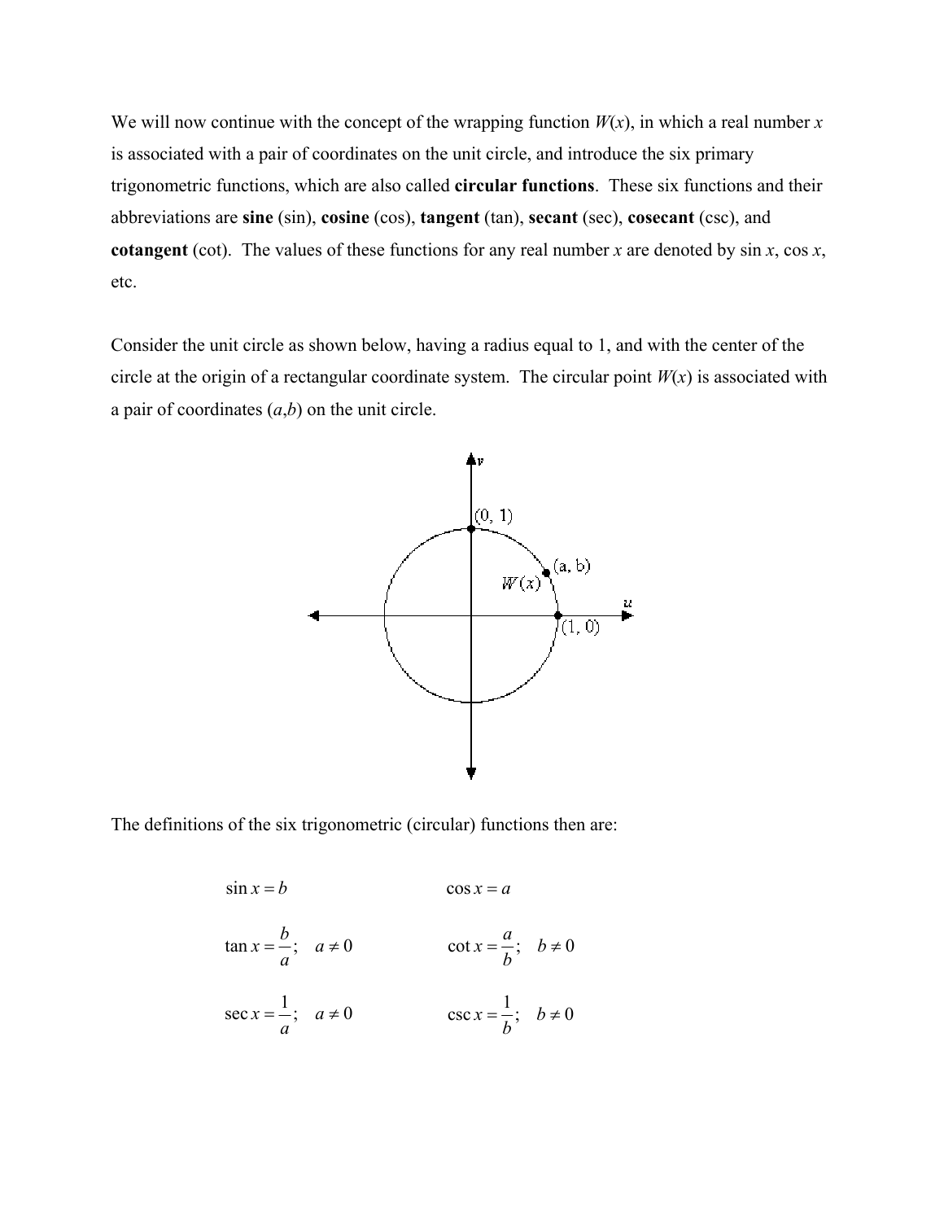We will now continue with the concept of the wrapping function $W(x)$, in which a real number $x$ is associated with a pair of coordinates on the unit circle, and introduce the six primary trigonometric functions, which are also called **circular functions**. These six functions and their abbreviations are **sine** (sin), **cosine** (cos), **tangent** (tan), **secant** (sec), **cosecant** (csc), and **cotangent** (cot). The values of these functions for any real number $x$ are denoted by $\sin x$, $\cos x$, etc.

Consider the unit circle as shown below, having a radius equal to 1, and with the center of the circle at the origin of a rectangular coordinate system. The circular point $W(x)$ is associated with a pair of coordinates $(a,b)$ on the unit circle.

The definitions of the six trigonometric (circular) functions then are:

$$\sin x = b \qquad\qquad \cos x = a$$

$$\tan x = \frac{b}{a};\quad a \neq 0 \qquad\qquad \cot x = \frac{a}{b};\quad b \neq 0$$

$$\sec x = \frac{1}{a};\quad a \neq 0 \qquad\qquad \csc x = \frac{1}{b};\quad b \neq 0$$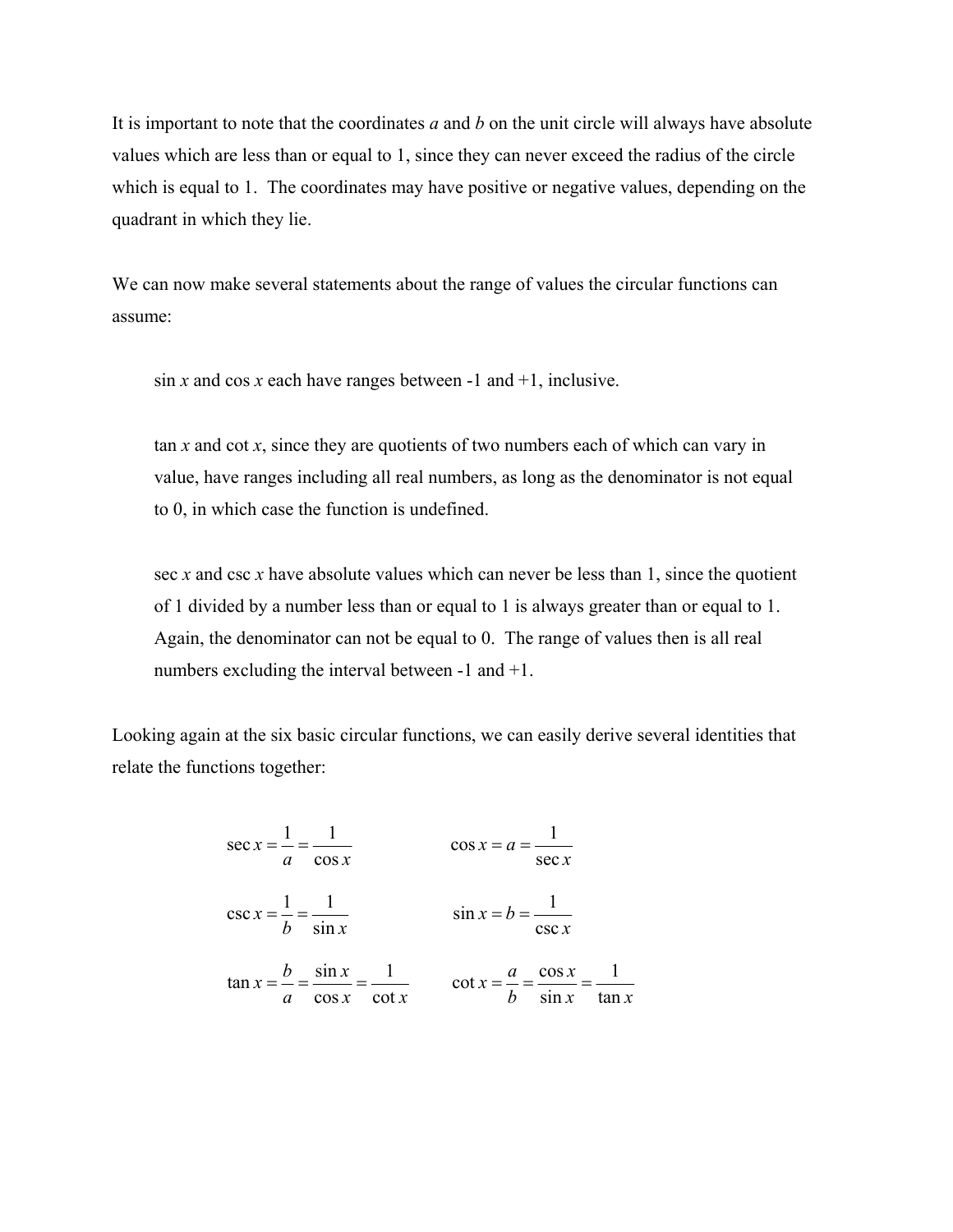It is important to note that the coordinates $a$ and $b$ on the unit circle will always have absolute values which are less than or equal to 1, since they can never exceed the radius of the circle which is equal to 1. The coordinates may have positive or negative values, depending on the quadrant in which they lie.

We can now make several statements about the range of values the circular functions can assume:

> $\sin x$ and $\cos x$ each have ranges between -1 and +1, inclusive.
>
> $\tan x$ and $\cot x$, since they are quotients of two numbers each of which can vary in value, have ranges including all real numbers, as long as the denominator is not equal to 0, in which case the function is undefined.
>
> $\sec x$ and $\csc x$ have absolute values which can never be less than 1, since the quotient of 1 divided by a number less than or equal to 1 is always greater than or equal to 1. Again, the denominator can not be equal to 0. The range of values then is all real numbers excluding the interval between -1 and +1.

Looking again at the six basic circular functions, we can easily derive several identities that relate the functions together:

$$\sec x = \frac{1}{a} = \frac{1}{\cos x} \qquad \cos x = a = \frac{1}{\sec x}$$

$$\csc x = \frac{1}{b} = \frac{1}{\sin x} \qquad \sin x = b = \frac{1}{\csc x}$$

$$\tan x = \frac{b}{a} = \frac{\sin x}{\cos x} = \frac{1}{\cot x} \qquad \cot x = \frac{a}{b} = \frac{\cos x}{\sin x} = \frac{1}{\tan x}$$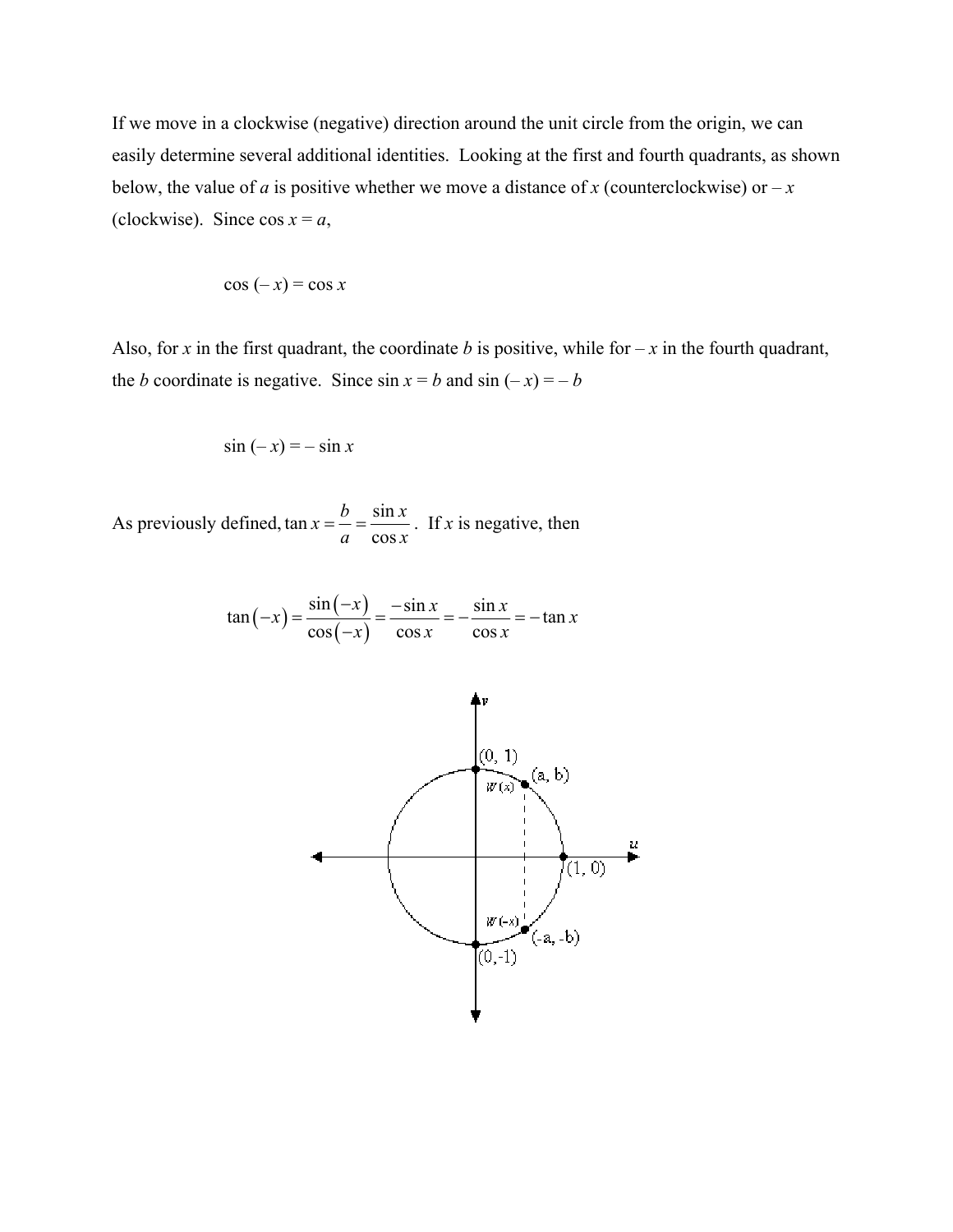If we move in a clockwise (negative) direction around the unit circle from the origin, we can easily determine several additional identities. Looking at the first and fourth quadrants, as shown below, the value of $a$ is positive whether we move a distance of $x$ (counterclockwise) or $-x$ (clockwise). Since $\cos x = a$,

$$\cos(-x) = \cos x$$

Also, for $x$ in the first quadrant, the coordinate $b$ is positive, while for $-x$ in the fourth quadrant, the $b$ coordinate is negative. Since $\sin x = b$ and $\sin(-x) = -b$

$$\sin(-x) = -\sin x$$

As previously defined, $\tan x = \frac{b}{a} = \frac{\sin x}{\cos x}$. If $x$ is negative, then

$$\tan(-x) = \frac{\sin(-x)}{\cos(-x)} = \frac{-\sin x}{\cos x} = -\frac{\sin x}{\cos x} = -\tan x$$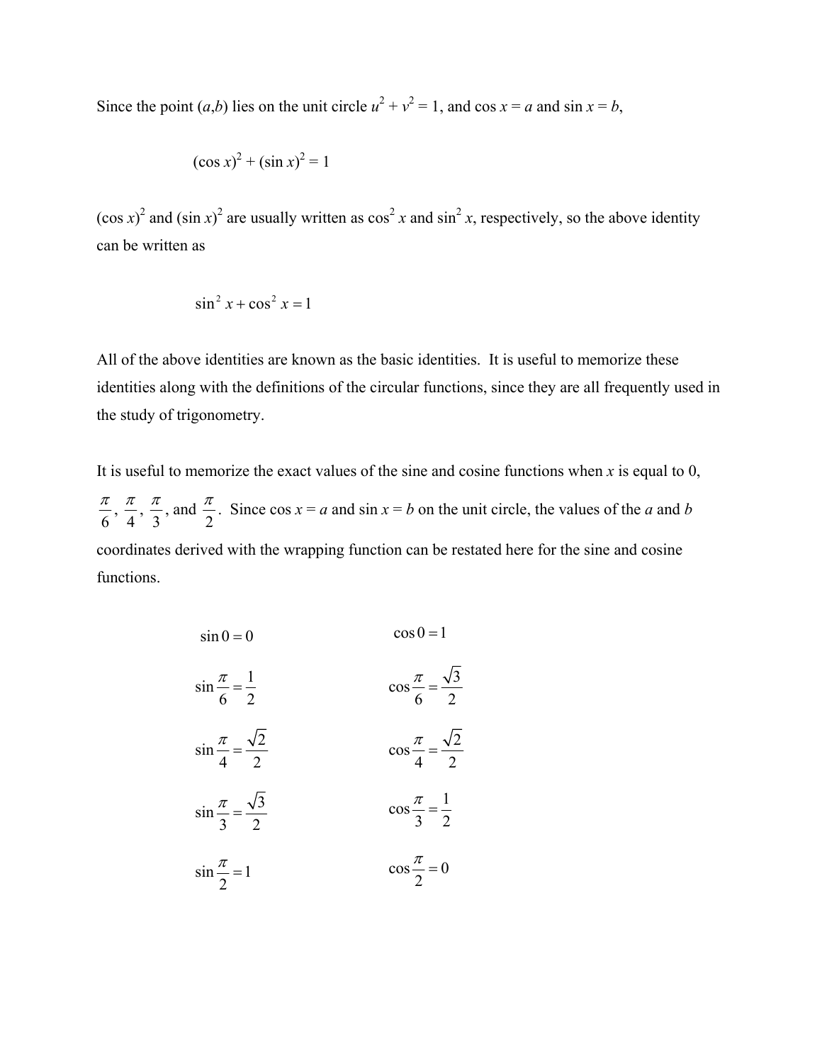Since the point $(a,b)$ lies on the unit circle $u^2 + v^2 = 1$, and $\cos x = a$ and $\sin x = b$,

$$(\cos x)^2 + (\sin x)^2 = 1$$

$(\cos x)^2$ and $(\sin x)^2$ are usually written as $\cos^2 x$ and $\sin^2 x$, respectively, so the above identity can be written as

$$\sin^2 x + \cos^2 x = 1$$

All of the above identities are known as the basic identities. It is useful to memorize these identities along with the definitions of the circular functions, since they are all frequently used in the study of trigonometry.

It is useful to memorize the exact values of the sine and cosine functions when $x$ is equal to 0, $\frac{\pi}{6}$, $\frac{\pi}{4}$, $\frac{\pi}{3}$, and $\frac{\pi}{2}$. Since $\cos x = a$ and $\sin x = b$ on the unit circle, the values of the $a$ and $b$ coordinates derived with the wrapping function can be restated here for the sine and cosine functions.

$$\sin 0 = 0 \qquad \cos 0 = 1$$

$$\sin \frac{\pi}{6} = \frac{1}{2} \qquad \cos \frac{\pi}{6} = \frac{\sqrt{3}}{2}$$

$$\sin \frac{\pi}{4} = \frac{\sqrt{2}}{2} \qquad \cos \frac{\pi}{4} = \frac{\sqrt{2}}{2}$$

$$\sin \frac{\pi}{3} = \frac{\sqrt{3}}{2} \qquad \cos \frac{\pi}{3} = \frac{1}{2}$$

$$\sin \frac{\pi}{2} = 1 \qquad \cos \frac{\pi}{2} = 0$$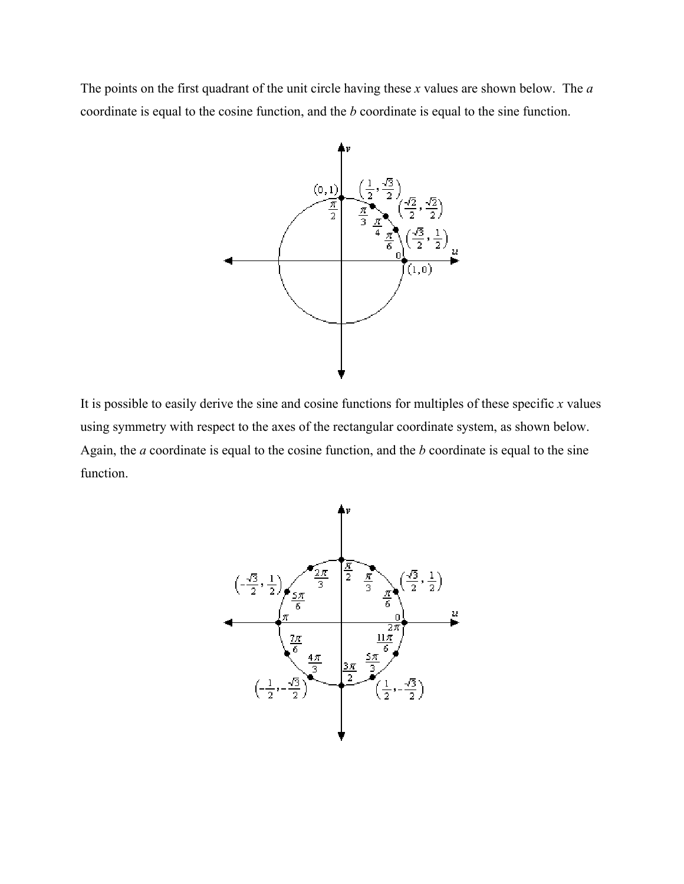The points on the first quadrant of the unit circle having these *x* values are shown below. The *a* coordinate is equal to the cosine function, and the *b* coordinate is equal to the sine function.

It is possible to easily derive the sine and cosine functions for multiples of these specific *x* values using symmetry with respect to the axes of the rectangular coordinate system, as shown below. Again, the *a* coordinate is equal to the cosine function, and the *b* coordinate is equal to the sine function.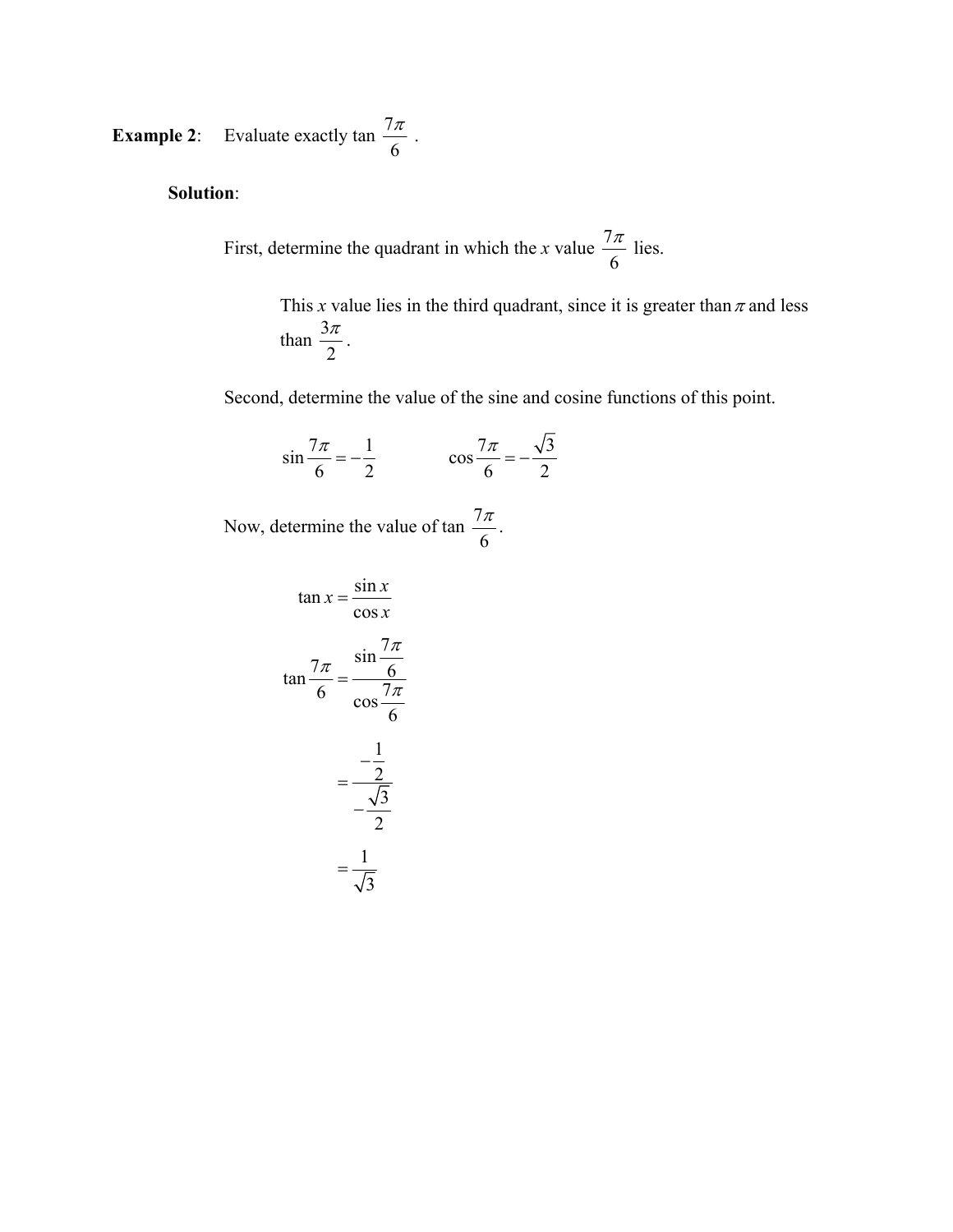**Example 2**: Evaluate exactly $\tan \frac{7\pi}{6}$ .

**Solution**:

First, determine the quadrant in which the $x$ value $\frac{7\pi}{6}$ lies.

This $x$ value lies in the third quadrant, since it is greater than $\pi$ and less than $\frac{3\pi}{2}$ .

Second, determine the value of the sine and cosine functions of this point.

$$\sin\frac{7\pi}{6} = -\frac{1}{2} \qquad \cos\frac{7\pi}{6} = -\frac{\sqrt{3}}{2}$$

Now, determine the value of $\tan \frac{7\pi}{6}$.

$$\tan x = \frac{\sin x}{\cos x}$$

$$\tan\frac{7\pi}{6} = \frac{\sin\frac{7\pi}{6}}{\cos\frac{7\pi}{6}}$$

$$= \frac{-\frac{1}{2}}{-\frac{\sqrt{3}}{2}}$$

$$= \frac{1}{\sqrt{3}}$$